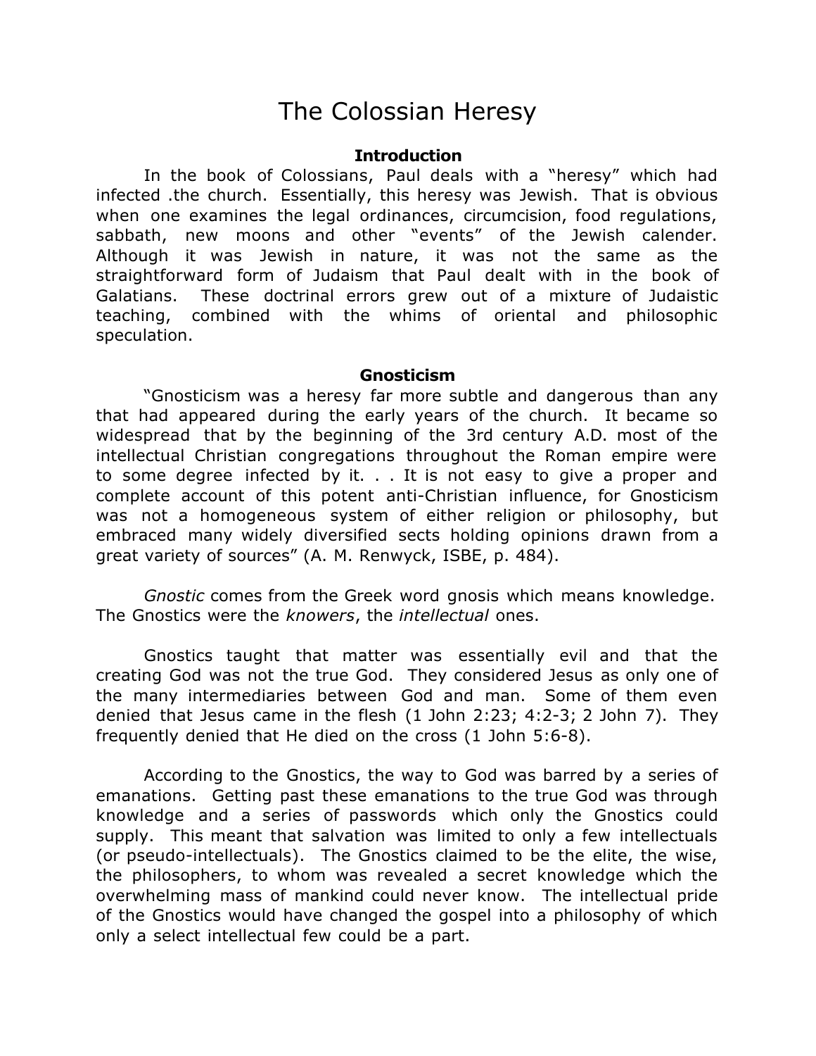# The Colossian Heresy

### Introduction

In the book of Colossians, Paul deals with a "heresy" which had infected .the church. Essentially, this heresy was Jewish. That is obvious when one examines the legal ordinances, circumcision, food regulations, sabbath, new moons and other "events" of the Jewish calender. Although it was Jewish in nature, it was not the same as the straightforward form of Judaism that Paul dealt with in the book of Galatians. These doctrinal errors grew out of a mixture of Judaistic teaching, combined with the whims of oriental and philosophic speculation.

### Gnosticism

"Gnosticism was a heresy far more subtle and dangerous than any that had appeared during the early years of the church. It became so widespread that by the beginning of the 3rd century A.D. most of the intellectual Christian congregations throughout the Roman empire were to some degree infected by it. . . It is not easy to give a proper and complete account of this potent anti-Christian influence, for Gnosticism was not a homogeneous system of either religion or philosophy, but embraced many widely diversified sects holding opinions drawn from a great variety of sources" (A. M. Renwyck, ISBE, p. 484).

*Gnostic* comes from the Greek word gnosis which means knowledge. The Gnostics were the *knowers*, the *intellectual* ones.

Gnostics taught that matter was essentially evil and that the creating God was not the true God. They considered Jesus as only one of the many intermediaries between God and man. Some of them even denied that Jesus came in the flesh (1 John 2:23; 4:2-3; 2 John 7). They frequently denied that He died on the cross (1 John 5:6-8).

According to the Gnostics, the way to God was barred by a series of emanations. Getting past these emanations to the true God was through knowledge and a series of passwords which only the Gnostics could supply. This meant that salvation was limited to only a few intellectuals (or pseudo-intellectuals). The Gnostics claimed to be the elite, the wise, the philosophers, to whom was revealed a secret knowledge which the overwhelming mass of mankind could never know. The intellectual pride of the Gnostics would have changed the gospel into a philosophy of which only a select intellectual few could be a part.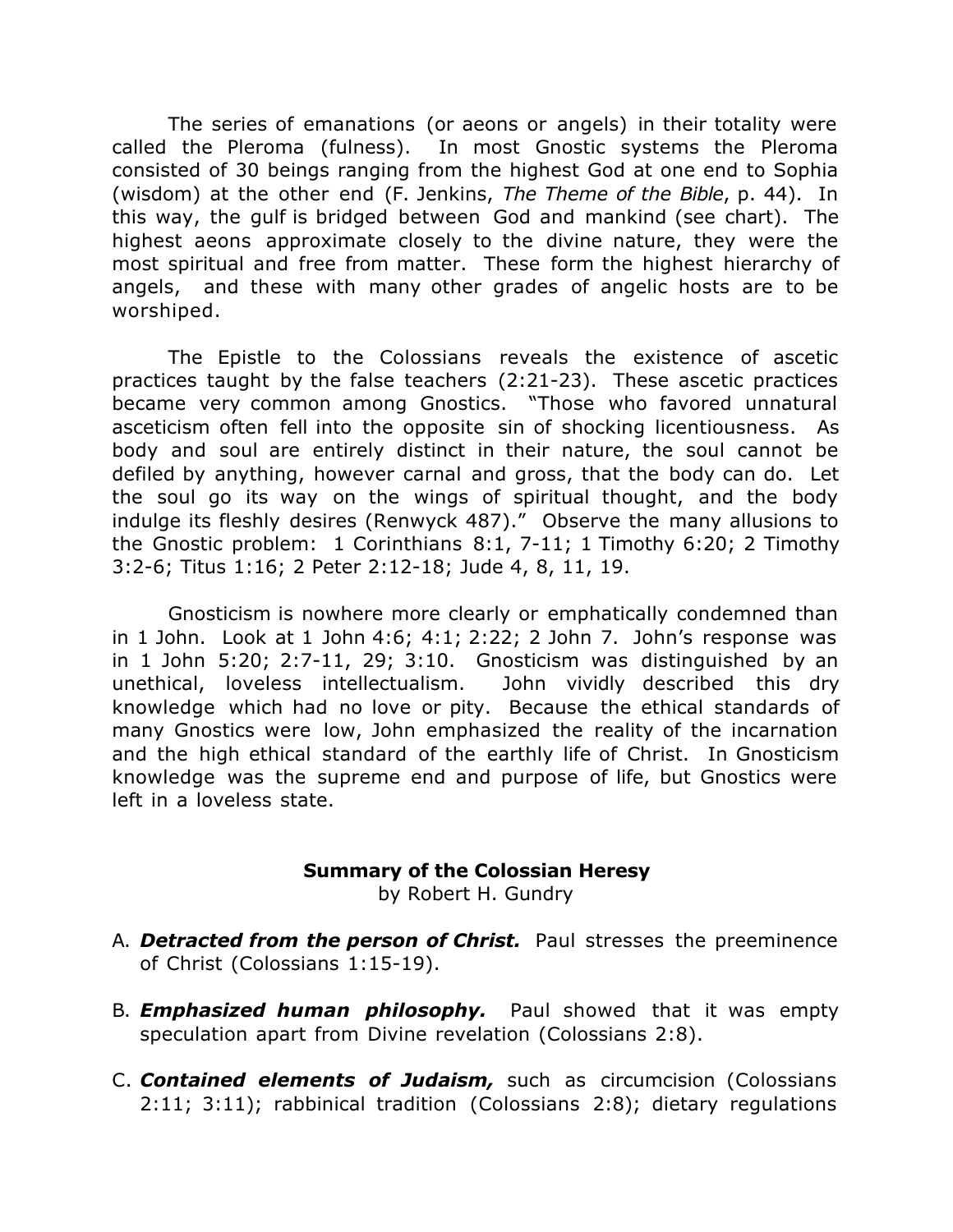The series of emanations (or aeons or angels) in their totality were called the Pleroma (fulness). In most Gnostic systems the Pleroma consisted of 30 beings ranging from the highest God at one end to Sophia (wisdom) at the other end (F. Jenkins, *The Theme of the Bible*, p. 44). In this way, the gulf is bridged between God and mankind (see chart). The highest aeons approximate closely to the divine nature, they were the most spiritual and free from matter. These form the highest hierarchy of angels, and these with many other grades of angelic hosts are to be worshiped.

The Epistle to the Colossians reveals the existence of ascetic practices taught by the false teachers (2:21-23). These ascetic practices became very common among Gnostics. "Those who favored unnatural asceticism often fell into the opposite sin of shocking licentiousness. As body and soul are entirely distinct in their nature, the soul cannot be defiled by anything, however carnal and gross, that the body can do. Let the soul go its way on the wings of spiritual thought, and the body indulge its fleshly desires (Renwyck 487)." Observe the many allusions to the Gnostic problem: 1 Corinthians 8:1, 7-11; 1 Timothy 6:20; 2 Timothy 3:2-6; Titus 1:16; 2 Peter 2:12-18; Jude 4, 8, 11, 19.

Gnosticism is nowhere more clearly or emphatically condemned than in 1 John. Look at 1 John 4:6; 4:1; 2:22; 2 John 7. John's response was in 1 John 5:20; 2:7-11, 29; 3:10. Gnosticism was distinguished by an unethical, loveless intellectualism. John vividly described this dry knowledge which had no love or pity. Because the ethical standards of many Gnostics were low, John emphasized the reality of the incarnation and the high ethical standard of the earthly life of Christ. In Gnosticism knowledge was the supreme end and purpose of life, but Gnostics were left in a loveless state.

## Summary of the Colossian Heresy

by Robert H. Gundry

A. ***Detracted from the person of Christ.*** Paul stresses the preeminence of Christ (Colossians 1:15-19).

B. ***Emphasized human philosophy.*** Paul showed that it was empty speculation apart from Divine revelation (Colossians 2:8).

C. ***Contained elements of Judaism,*** such as circumcision (Colossians 2:11; 3:11); rabbinical tradition (Colossians 2:8); dietary regulations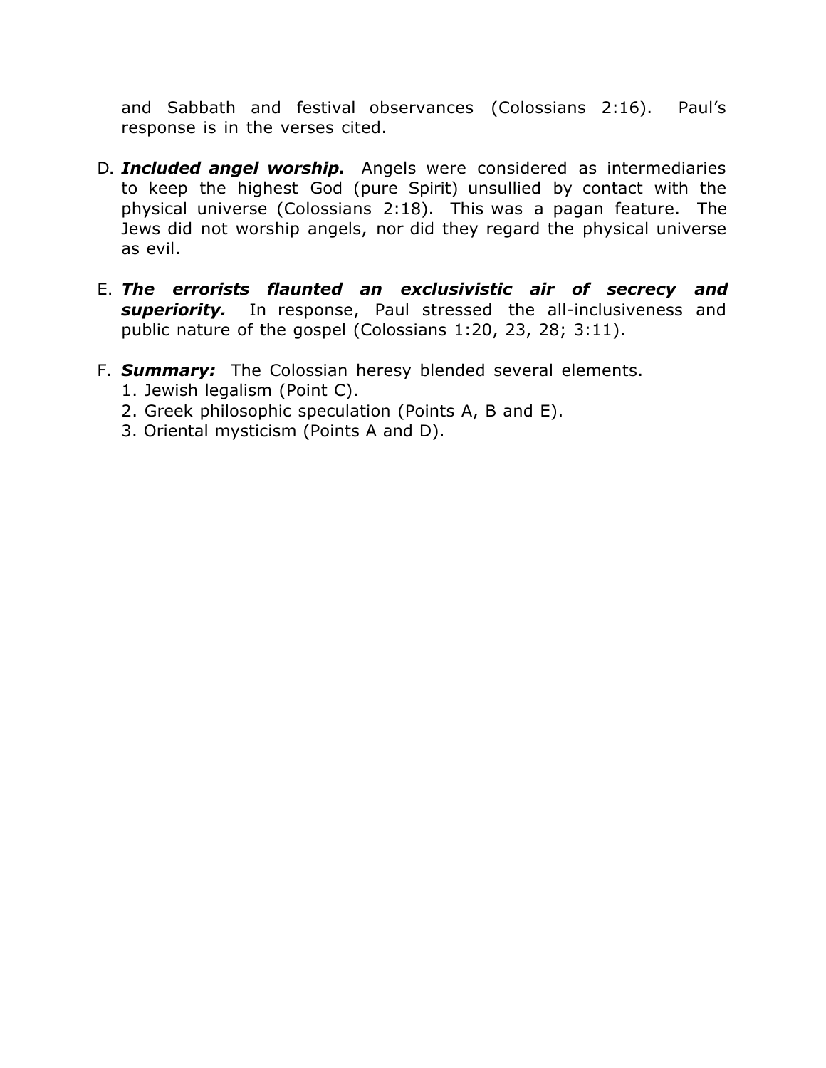and Sabbath and festival observances (Colossians 2:16). Paul's response is in the verses cited.

D. ***Included angel worship.*** Angels were considered as intermediaries to keep the highest God (pure Spirit) unsullied by contact with the physical universe (Colossians 2:18). This was a pagan feature. The Jews did not worship angels, nor did they regard the physical universe as evil.

E. ***The errorists flaunted an exclusivistic air of secrecy and superiority.*** In response, Paul stressed the all-inclusiveness and public nature of the gospel (Colossians 1:20, 23, 28; 3:11).

F. ***Summary:*** The Colossian heresy blended several elements.
   1. Jewish legalism (Point C).
   2. Greek philosophic speculation (Points A, B and E).
   3. Oriental mysticism (Points A and D).